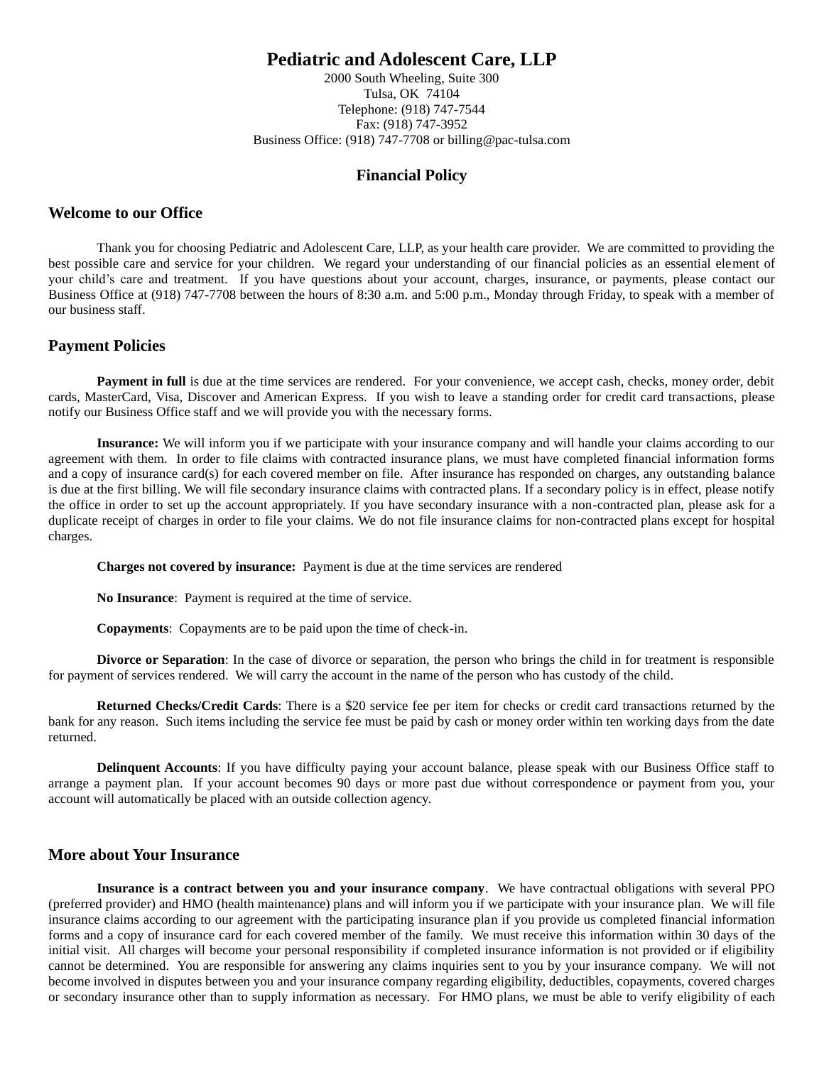# Pediatric and Adolescent Care, LLP

2000 South Wheeling, Suite 300
Tulsa, OK 74104
Telephone: (918) 747-7544
Fax: (918) 747-3952
Business Office: (918) 747-7708 or billing@pac-tulsa.com

## Financial Policy

### Welcome to our Office

Thank you for choosing Pediatric and Adolescent Care, LLP, as your health care provider. We are committed to providing the best possible care and service for your children. We regard your understanding of our financial policies as an essential element of your child's care and treatment. If you have questions about your account, charges, insurance, or payments, please contact our Business Office at (918) 747-7708 between the hours of 8:30 a.m. and 5:00 p.m., Monday through Friday, to speak with a member of our business staff.

### Payment Policies

**Payment in full** is due at the time services are rendered. For your convenience, we accept cash, checks, money order, debit cards, MasterCard, Visa, Discover and American Express. If you wish to leave a standing order for credit card transactions, please notify our Business Office staff and we will provide you with the necessary forms.

**Insurance:** We will inform you if we participate with your insurance company and will handle your claims according to our agreement with them. In order to file claims with contracted insurance plans, we must have completed financial information forms and a copy of insurance card(s) for each covered member on file. After insurance has responded on charges, any outstanding balance is due at the first billing. We will file secondary insurance claims with contracted plans. If a secondary policy is in effect, please notify the office in order to set up the account appropriately. If you have secondary insurance with a non-contracted plan, please ask for a duplicate receipt of charges in order to file your claims. We do not file insurance claims for non-contracted plans except for hospital charges.

**Charges not covered by insurance:** Payment is due at the time services are rendered

**No Insurance**: Payment is required at the time of service.

**Copayments**: Copayments are to be paid upon the time of check-in.

**Divorce or Separation**: In the case of divorce or separation, the person who brings the child in for treatment is responsible for payment of services rendered. We will carry the account in the name of the person who has custody of the child.

**Returned Checks/Credit Cards**: There is a $20 service fee per item for checks or credit card transactions returned by the bank for any reason. Such items including the service fee must be paid by cash or money order within ten working days from the date returned.

**Delinquent Accounts**: If you have difficulty paying your account balance, please speak with our Business Office staff to arrange a payment plan. If your account becomes 90 days or more past due without correspondence or payment from you, your account will automatically be placed with an outside collection agency.

### More about Your Insurance

**Insurance is a contract between you and your insurance company**. We have contractual obligations with several PPO (preferred provider) and HMO (health maintenance) plans and will inform you if we participate with your insurance plan. We will file insurance claims according to our agreement with the participating insurance plan if you provide us completed financial information forms and a copy of insurance card for each covered member of the family. We must receive this information within 30 days of the initial visit. All charges will become your personal responsibility if completed insurance information is not provided or if eligibility cannot be determined. You are responsible for answering any claims inquiries sent to you by your insurance company. We will not become involved in disputes between you and your insurance company regarding eligibility, deductibles, copayments, covered charges or secondary insurance other than to supply information as necessary. For HMO plans, we must be able to verify eligibility of each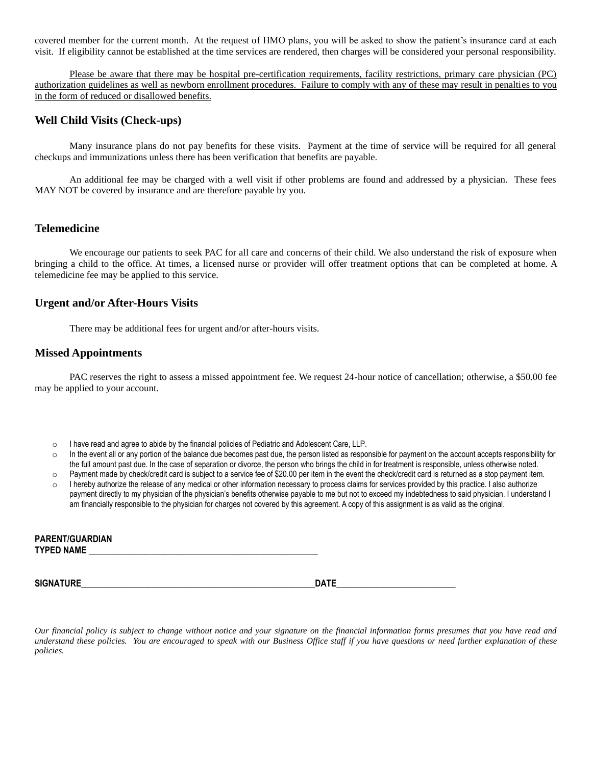covered member for the current month. At the request of HMO plans, you will be asked to show the patient's insurance card at each visit. If eligibility cannot be established at the time services are rendered, then charges will be considered your personal responsibility.

<u>Please be aware that there may be hospital pre-certification requirements, facility restrictions, primary care physician (PC) authorization guidelines as well as newborn enrollment procedures. Failure to comply with any of these may result in penalties to you in the form of reduced or disallowed benefits.</u>

## Well Child Visits (Check-ups)

Many insurance plans do not pay benefits for these visits. Payment at the time of service will be required for all general checkups and immunizations unless there has been verification that benefits are payable.

An additional fee may be charged with a well visit if other problems are found and addressed by a physician. These fees MAY NOT be covered by insurance and are therefore payable by you.

## Telemedicine

We encourage our patients to seek PAC for all care and concerns of their child. We also understand the risk of exposure when bringing a child to the office. At times, a licensed nurse or provider will offer treatment options that can be completed at home. A telemedicine fee may be applied to this service.

## Urgent and/or After-Hours Visits

There may be additional fees for urgent and/or after-hours visits.

## Missed Appointments

PAC reserves the right to assess a missed appointment fee. We request 24-hour notice of cancellation; otherwise, a $50.00 fee may be applied to your account.

- I have read and agree to abide by the financial policies of Pediatric and Adolescent Care, LLP.
- In the event all or any portion of the balance due becomes past due, the person listed as responsible for payment on the account accepts responsibility for the full amount past due. In the case of separation or divorce, the person who brings the child in for treatment is responsible, unless otherwise noted.
- Payment made by check/credit card is subject to a service fee of $20.00 per item in the event the check/credit card is returned as a stop payment item.
- I hereby authorize the release of any medical or other information necessary to process claims for services provided by this practice. I also authorize payment directly to my physician of the physician's benefits otherwise payable to me but not to exceed my indebtedness to said physician. I understand I am financially responsible to the physician for charges not covered by this agreement. A copy of this assignment is as valid as the original.

**PARENT/GUARDIAN**
**TYPED NAME** ____________________________________________________

**SIGNATURE**________________________________________________________**DATE**__________________________

*Our financial policy is subject to change without notice and your signature on the financial information forms presumes that you have read and understand these policies. You are encouraged to speak with our Business Office staff if you have questions or need further explanation of these policies.*